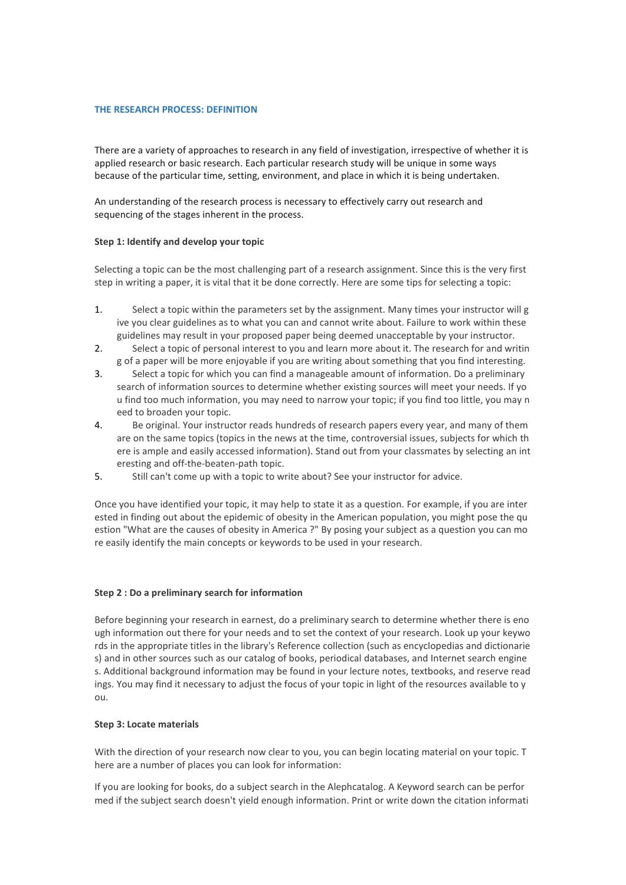## THE RESEARCH PROCESS: DEFINITION

There are a variety of approaches to research in any field of investigation, irrespective of whether it is applied research or basic research. Each particular research study will be unique in some ways because of the particular time, setting, environment, and place in which it is being undertaken.

An understanding of the research process is necessary to effectively carry out research and sequencing of the stages inherent in the process.

**Step 1: Identify and develop your topic**

Selecting a topic can be the most challenging part of a research assignment. Since this is the very first step in writing a paper, it is vital that it be done correctly. Here are some tips for selecting a topic:

1. Select a topic within the parameters set by the assignment. Many times your instructor will give you clear guidelines as to what you can and cannot write about. Failure to work within these guidelines may result in your proposed paper being deemed unacceptable by your instructor.
2. Select a topic of personal interest to you and learn more about it. The research for and writing of a paper will be more enjoyable if you are writing about something that you find interesting.
3. Select a topic for which you can find a manageable amount of information. Do a preliminary search of information sources to determine whether existing sources will meet your needs. If you find too much information, you may need to narrow your topic; if you find too little, you may need to broaden your topic.
4. Be original. Your instructor reads hundreds of research papers every year, and many of them are on the same topics (topics in the news at the time, controversial issues, subjects for which there is ample and easily accessed information). Stand out from your classmates by selecting an interesting and off-the-beaten-path topic.
5. Still can't come up with a topic to write about? See your instructor for advice.

Once you have identified your topic, it may help to state it as a question. For example, if you are interested in finding out about the epidemic of obesity in the American population, you might pose the question "What are the causes of obesity in America ?" By posing your subject as a question you can more easily identify the main concepts or keywords to be used in your research.

**Step 2 : Do a preliminary search for information**

Before beginning your research in earnest, do a preliminary search to determine whether there is enough information out there for your needs and to set the context of your research. Look up your keywords in the appropriate titles in the library's Reference collection (such as encyclopedias and dictionaries) and in other sources such as our catalog of books, periodical databases, and Internet search engines. Additional background information may be found in your lecture notes, textbooks, and reserve readings. You may find it necessary to adjust the focus of your topic in light of the resources available to you.

**Step 3: Locate materials**

With the direction of your research now clear to you, you can begin locating material on your topic. There are a number of places you can look for information:

If you are looking for books, do a subject search in the Alephcatalog. A Keyword search can be performed if the subject search doesn't yield enough information. Print or write down the citation informati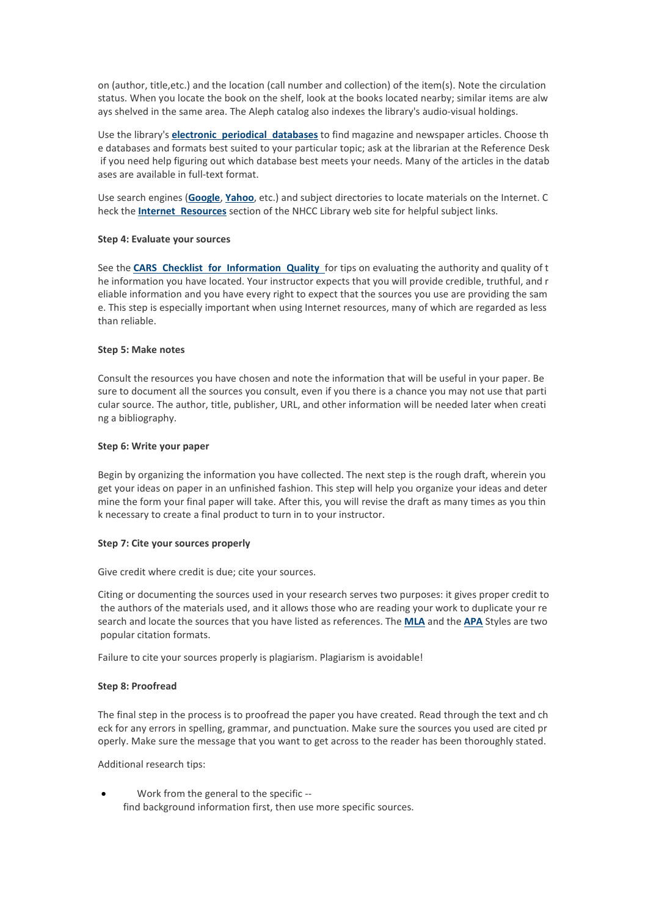on (author, title,etc.) and the location (call number and collection) of the item(s). Note the circulation status. When you locate the book on the shelf, look at the books located nearby; similar items are always shelved in the same area. The Aleph catalog also indexes the library's audio-visual holdings.

Use the library's **electronic periodical databases** to find magazine and newspaper articles. Choose the databases and formats best suited to your particular topic; ask at the librarian at the Reference Desk if you need help figuring out which database best meets your needs. Many of the articles in the databases are available in full-text format.

Use search engines (**Google**, **Yahoo**, etc.) and subject directories to locate materials on the Internet. Check the **Internet Resources** section of the NHCC Library web site for helpful subject links.

**Step 4: Evaluate your sources**

See the **CARS Checklist for Information Quality** for tips on evaluating the authority and quality of the information you have located. Your instructor expects that you will provide credible, truthful, and reliable information and you have every right to expect that the sources you use are providing the same. This step is especially important when using Internet resources, many of which are regarded as less than reliable.

**Step 5: Make notes**

Consult the resources you have chosen and note the information that will be useful in your paper. Be sure to document all the sources you consult, even if you there is a chance you may not use that particular source. The author, title, publisher, URL, and other information will be needed later when creating a bibliography.

**Step 6: Write your paper**

Begin by organizing the information you have collected. The next step is the rough draft, wherein you get your ideas on paper in an unfinished fashion. This step will help you organize your ideas and determine the form your final paper will take. After this, you will revise the draft as many times as you think necessary to create a final product to turn in to your instructor.

**Step 7: Cite your sources properly**

Give credit where credit is due; cite your sources.

Citing or documenting the sources used in your research serves two purposes: it gives proper credit to the authors of the materials used, and it allows those who are reading your work to duplicate your research and locate the sources that you have listed as references. The **MLA** and the **APA** Styles are two popular citation formats.

Failure to cite your sources properly is plagiarism. Plagiarism is avoidable!

**Step 8: Proofread**

The final step in the process is to proofread the paper you have created. Read through the text and check for any errors in spelling, grammar, and punctuation. Make sure the sources you used are cited properly. Make sure the message that you want to get across to the reader has been thoroughly stated.

Additional research tips:

- Work from the general to the specific -- find background information first, then use more specific sources.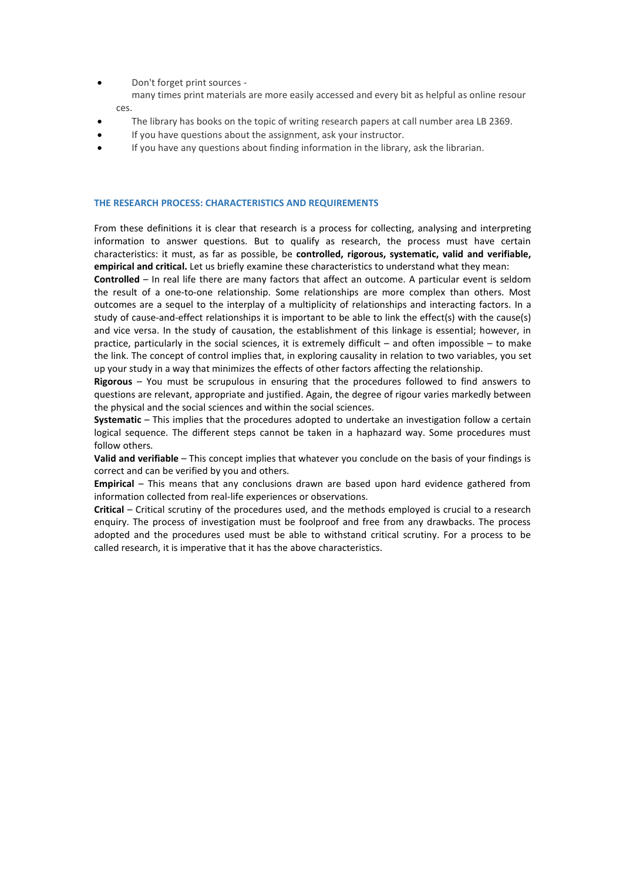- Don't forget print sources - many times print materials are more easily accessed and every bit as helpful as online resources.
- The library has books on the topic of writing research papers at call number area LB 2369.
- If you have questions about the assignment, ask your instructor.
- If you have any questions about finding information in the library, ask the librarian.

## THE RESEARCH PROCESS: CHARACTERISTICS AND REQUIREMENTS

From these definitions it is clear that research is a process for collecting, analysing and interpreting information to answer questions. But to qualify as research, the process must have certain characteristics: it must, as far as possible, be **controlled, rigorous, systematic, valid and verifiable, empirical and critical.** Let us briefly examine these characteristics to understand what they mean:

**Controlled** – In real life there are many factors that affect an outcome. A particular event is seldom the result of a one-to-one relationship. Some relationships are more complex than others. Most outcomes are a sequel to the interplay of a multiplicity of relationships and interacting factors. In a study of cause-and-effect relationships it is important to be able to link the effect(s) with the cause(s) and vice versa. In the study of causation, the establishment of this linkage is essential; however, in practice, particularly in the social sciences, it is extremely difficult – and often impossible – to make the link. The concept of control implies that, in exploring causality in relation to two variables, you set up your study in a way that minimizes the effects of other factors affecting the relationship.

**Rigorous** – You must be scrupulous in ensuring that the procedures followed to find answers to questions are relevant, appropriate and justified. Again, the degree of rigour varies markedly between the physical and the social sciences and within the social sciences.

**Systematic** – This implies that the procedures adopted to undertake an investigation follow a certain logical sequence. The different steps cannot be taken in a haphazard way. Some procedures must follow others.

**Valid and verifiable** – This concept implies that whatever you conclude on the basis of your findings is correct and can be verified by you and others.

**Empirical** – This means that any conclusions drawn are based upon hard evidence gathered from information collected from real-life experiences or observations.

**Critical** – Critical scrutiny of the procedures used, and the methods employed is crucial to a research enquiry. The process of investigation must be foolproof and free from any drawbacks. The process adopted and the procedures used must be able to withstand critical scrutiny. For a process to be called research, it is imperative that it has the above characteristics.